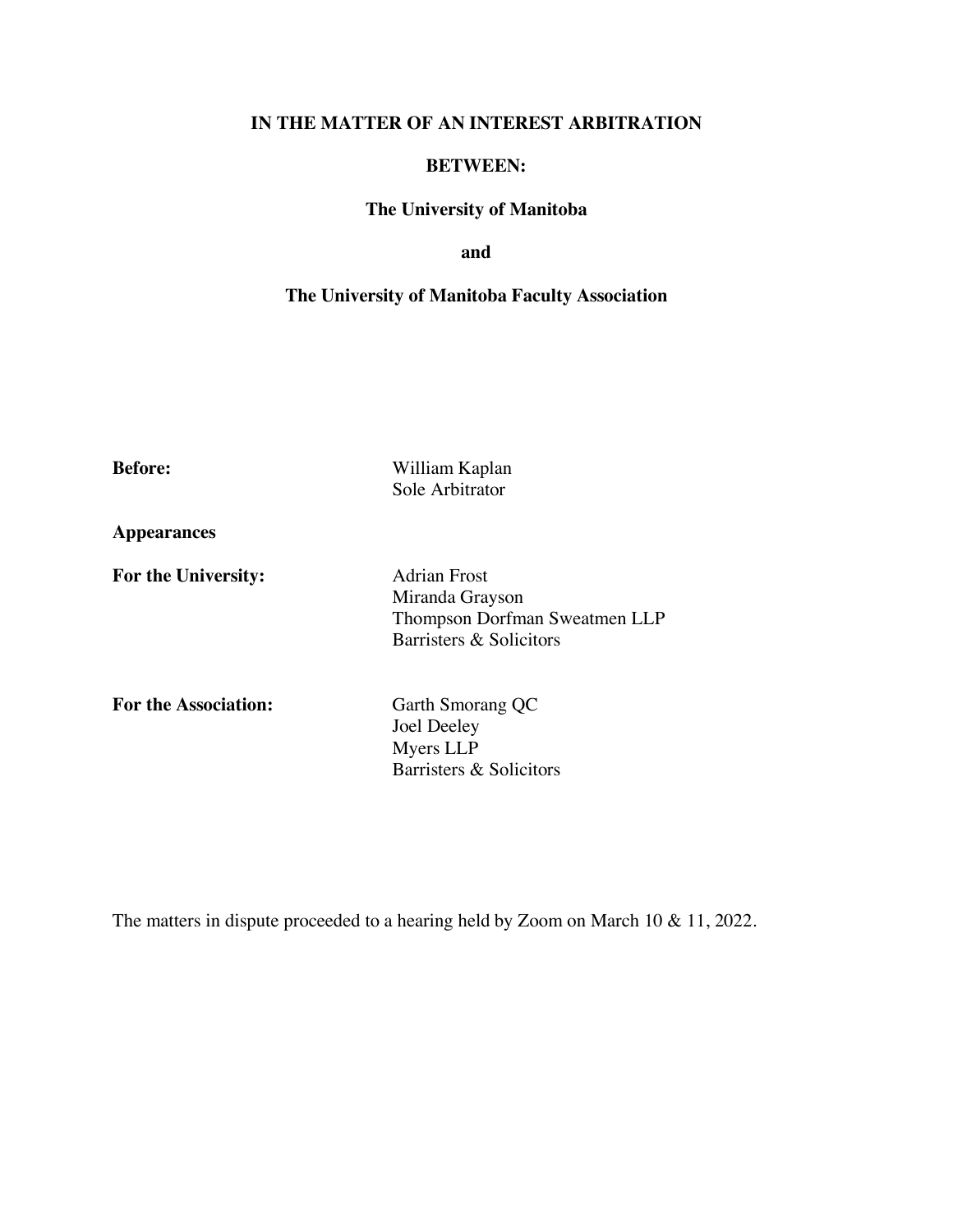**IN THE MATTER OF AN INTEREST ARBITRATION**

**BETWEEN:**

**The University of Manitoba**

**and**

**The University of Manitoba Faculty Association**

| | |
|---|---|
| **Before:** | William Kaplan<br>Sole Arbitrator |
| **Appearances** | |
| **For the University:** | Adrian Frost<br>Miranda Grayson<br>Thompson Dorfman Sweatmen LLP<br>Barristers & Solicitors |
| **For the Association:** | Garth Smorang QC<br>Joel Deeley<br>Myers LLP<br>Barristers & Solicitors |

The matters in dispute proceeded to a hearing held by Zoom on March 10 & 11, 2022.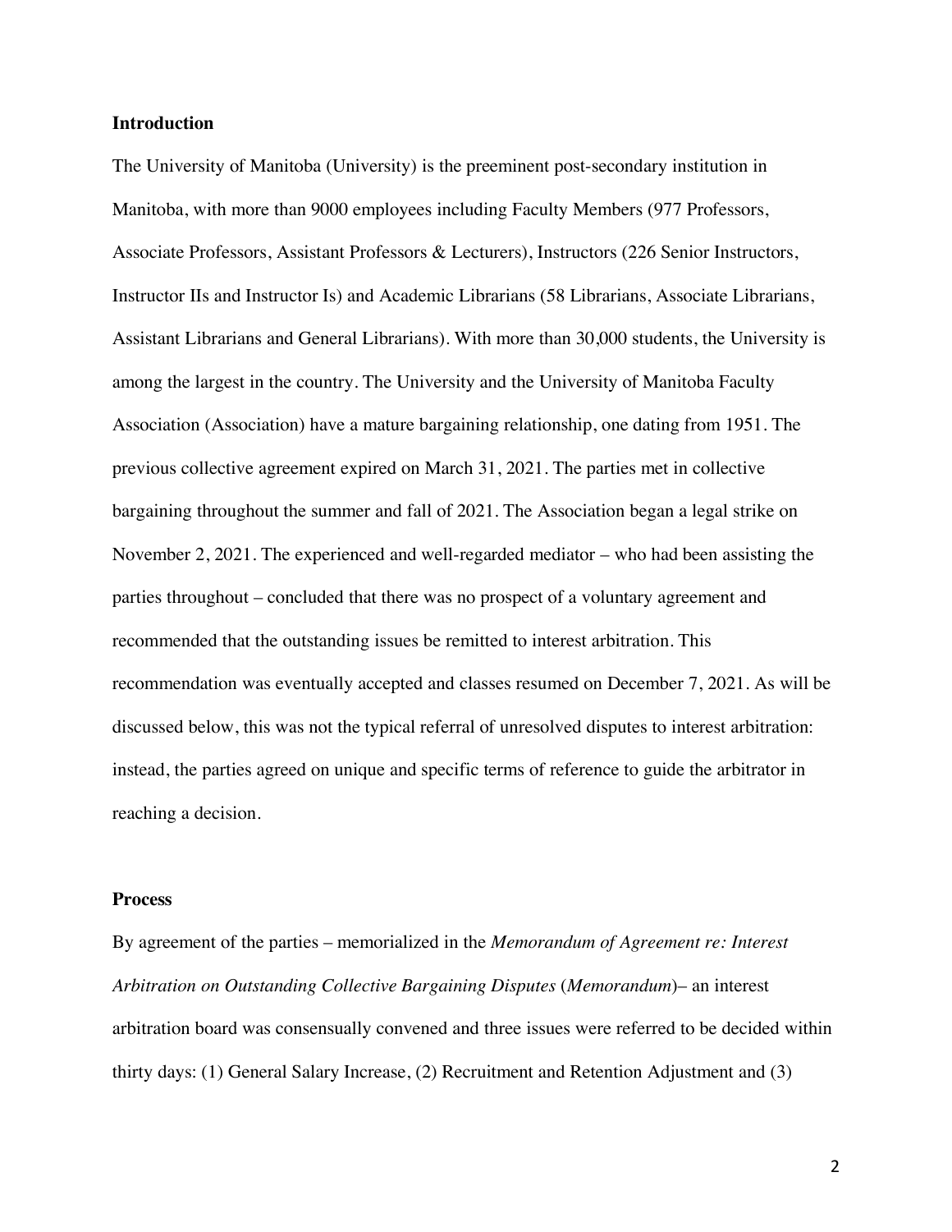## Introduction

The University of Manitoba (University) is the preeminent post-secondary institution in Manitoba, with more than 9000 employees including Faculty Members (977 Professors, Associate Professors, Assistant Professors & Lecturers), Instructors (226 Senior Instructors, Instructor IIs and Instructor Is) and Academic Librarians (58 Librarians, Associate Librarians, Assistant Librarians and General Librarians). With more than 30,000 students, the University is among the largest in the country. The University and the University of Manitoba Faculty Association (Association) have a mature bargaining relationship, one dating from 1951. The previous collective agreement expired on March 31, 2021. The parties met in collective bargaining throughout the summer and fall of 2021. The Association began a legal strike on November 2, 2021. The experienced and well-regarded mediator – who had been assisting the parties throughout – concluded that there was no prospect of a voluntary agreement and recommended that the outstanding issues be remitted to interest arbitration. This recommendation was eventually accepted and classes resumed on December 7, 2021. As will be discussed below, this was not the typical referral of unresolved disputes to interest arbitration: instead, the parties agreed on unique and specific terms of reference to guide the arbitrator in reaching a decision.

## Process

By agreement of the parties – memorialized in the *Memorandum of Agreement re: Interest Arbitration on Outstanding Collective Bargaining Disputes* (*Memorandum*)– an interest arbitration board was consensually convened and three issues were referred to be decided within thirty days: (1) General Salary Increase, (2) Recruitment and Retention Adjustment and (3)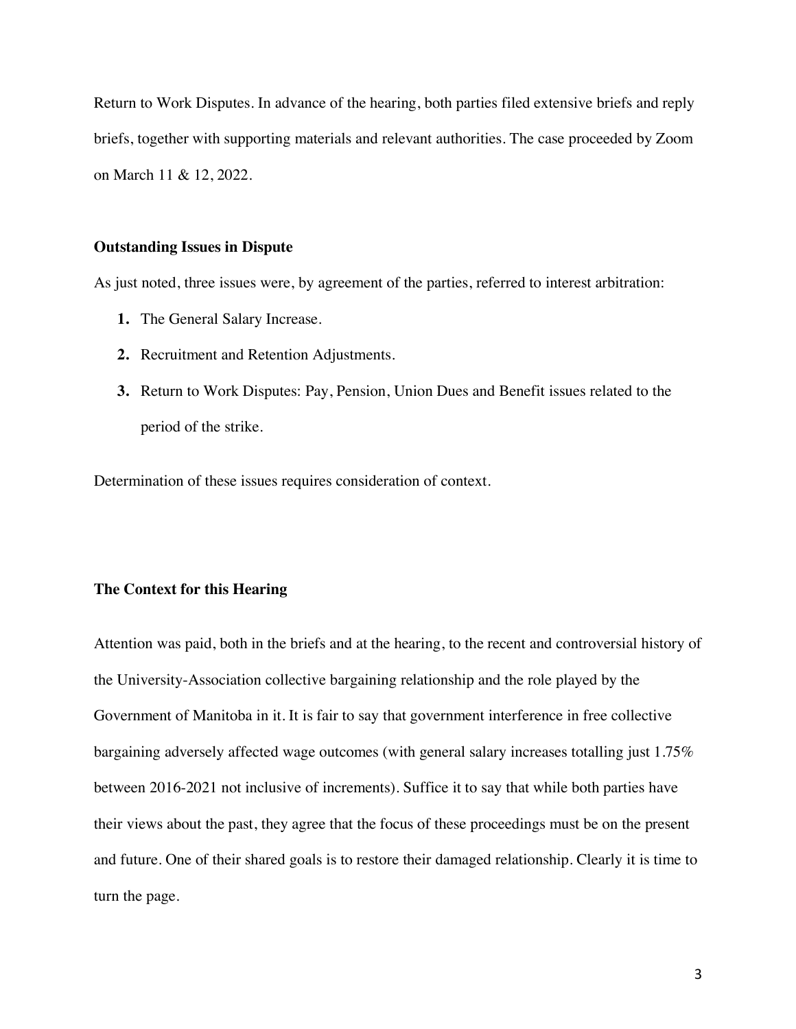Return to Work Disputes. In advance of the hearing, both parties filed extensive briefs and reply briefs, together with supporting materials and relevant authorities. The case proceeded by Zoom on March 11 & 12, 2022.

### Outstanding Issues in Dispute

As just noted, three issues were, by agreement of the parties, referred to interest arbitration:

1. The General Salary Increase.
2. Recruitment and Retention Adjustments.
3. Return to Work Disputes: Pay, Pension, Union Dues and Benefit issues related to the period of the strike.

Determination of these issues requires consideration of context.

### The Context for this Hearing

Attention was paid, both in the briefs and at the hearing, to the recent and controversial history of the University-Association collective bargaining relationship and the role played by the Government of Manitoba in it. It is fair to say that government interference in free collective bargaining adversely affected wage outcomes (with general salary increases totalling just 1.75% between 2016-2021 not inclusive of increments). Suffice it to say that while both parties have their views about the past, they agree that the focus of these proceedings must be on the present and future. One of their shared goals is to restore their damaged relationship. Clearly it is time to turn the page.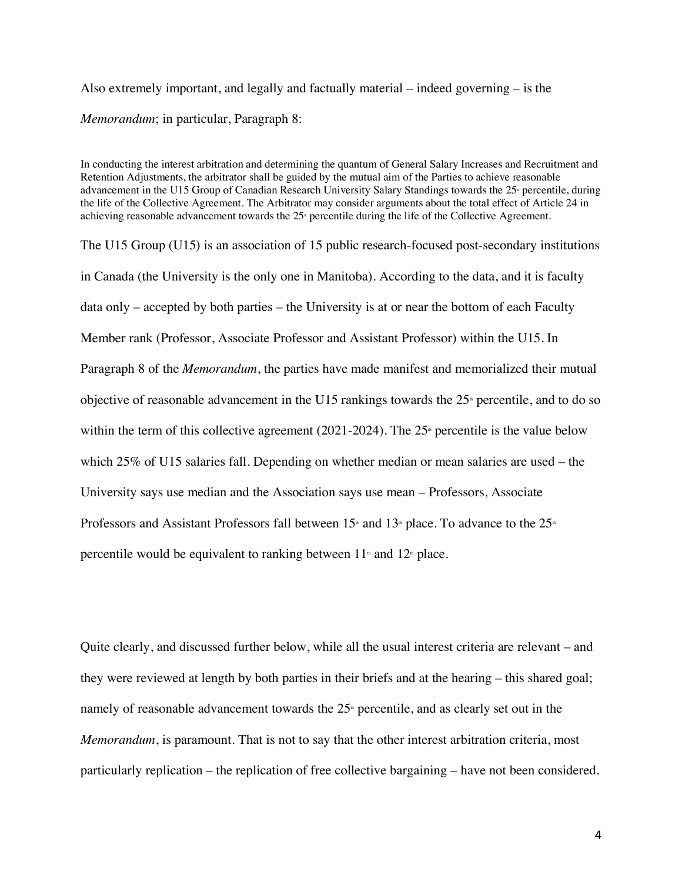Also extremely important, and legally and factually material – indeed governing – is the *Memorandum*; in particular, Paragraph 8:

> In conducting the interest arbitration and determining the quantum of General Salary Increases and Recruitment and Retention Adjustments, the arbitrator shall be guided by the mutual aim of the Parties to achieve reasonable advancement in the U15 Group of Canadian Research University Salary Standings towards the 25th percentile, during the life of the Collective Agreement. The Arbitrator may consider arguments about the total effect of Article 24 in achieving reasonable advancement towards the 25th percentile during the life of the Collective Agreement.

The U15 Group (U15) is an association of 15 public research-focused post-secondary institutions in Canada (the University is the only one in Manitoba). According to the data, and it is faculty data only – accepted by both parties – the University is at or near the bottom of each Faculty Member rank (Professor, Associate Professor and Assistant Professor) within the U15. In Paragraph 8 of the *Memorandum*, the parties have made manifest and memorialized their mutual objective of reasonable advancement in the U15 rankings towards the 25th percentile, and to do so within the term of this collective agreement (2021-2024). The 25th percentile is the value below which 25% of U15 salaries fall. Depending on whether median or mean salaries are used – the University says use median and the Association says use mean – Professors, Associate Professors and Assistant Professors fall between 15th and 13th place. To advance to the 25th percentile would be equivalent to ranking between 11th and 12th place.

Quite clearly, and discussed further below, while all the usual interest criteria are relevant – and they were reviewed at length by both parties in their briefs and at the hearing – this shared goal; namely of reasonable advancement towards the 25th percentile, and as clearly set out in the *Memorandum*, is paramount. That is not to say that the other interest arbitration criteria, most particularly replication – the replication of free collective bargaining – have not been considered.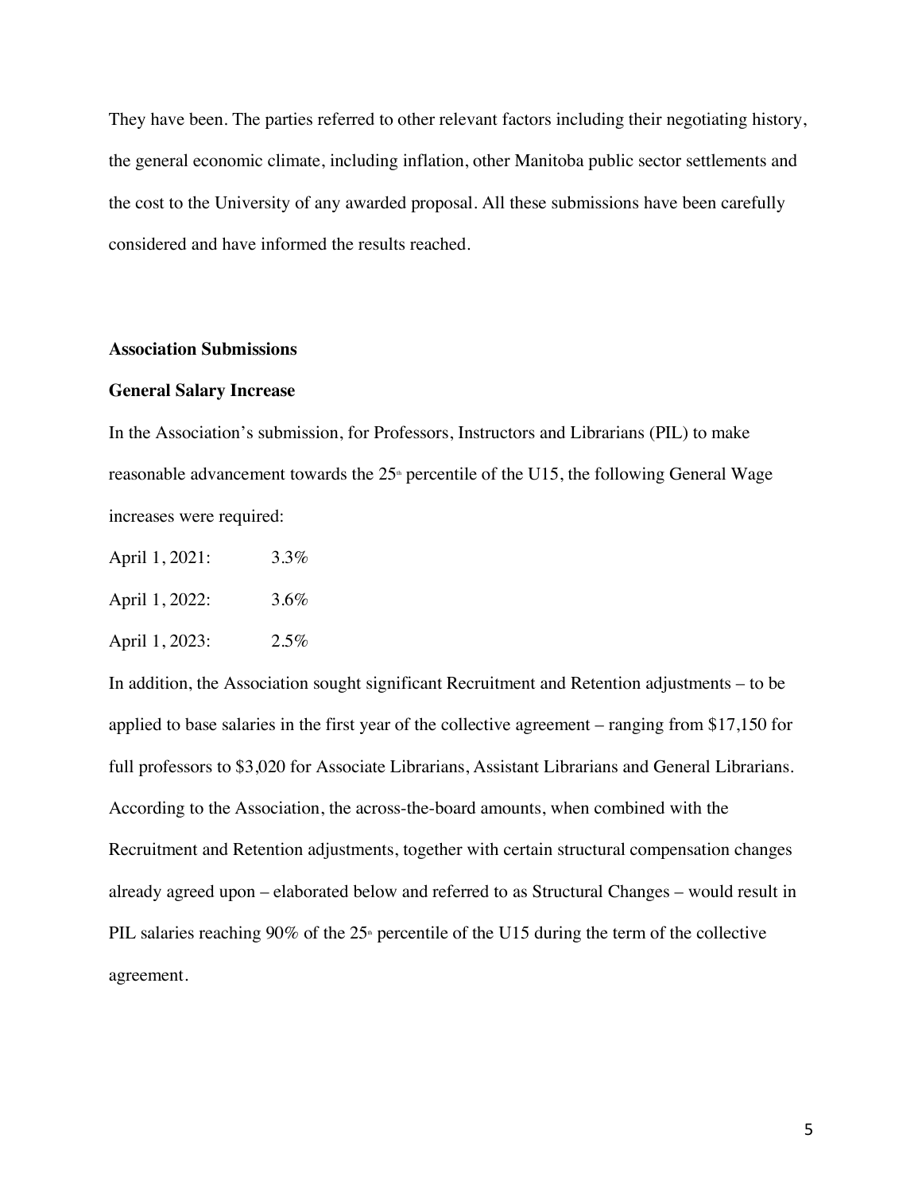They have been. The parties referred to other relevant factors including their negotiating history, the general economic climate, including inflation, other Manitoba public sector settlements and the cost to the University of any awarded proposal. All these submissions have been carefully considered and have informed the results reached.

**Association Submissions**

**General Salary Increase**

In the Association's submission, for Professors, Instructors and Librarians (PIL) to make reasonable advancement towards the 25th percentile of the U15, the following General Wage increases were required:

April 1, 2021: 3.3%

April 1, 2022: 3.6%

April 1, 2023: 2.5%

In addition, the Association sought significant Recruitment and Retention adjustments – to be applied to base salaries in the first year of the collective agreement – ranging from $17,150 for full professors to $3,020 for Associate Librarians, Assistant Librarians and General Librarians. According to the Association, the across-the-board amounts, when combined with the Recruitment and Retention adjustments, together with certain structural compensation changes already agreed upon – elaborated below and referred to as Structural Changes – would result in PIL salaries reaching 90% of the 25th percentile of the U15 during the term of the collective agreement.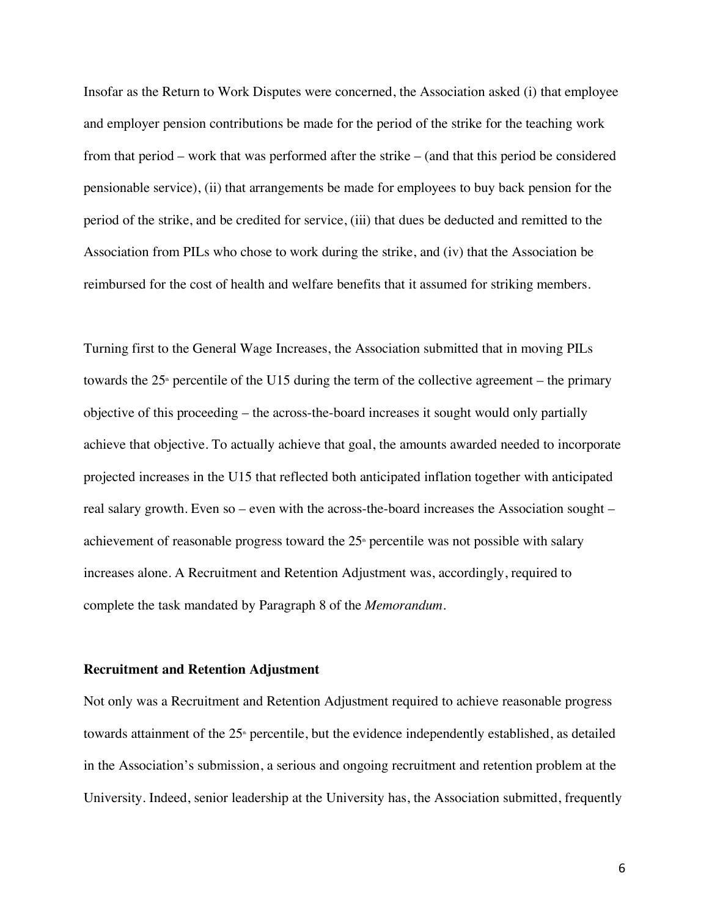Insofar as the Return to Work Disputes were concerned, the Association asked (i) that employee and employer pension contributions be made for the period of the strike for the teaching work from that period – work that was performed after the strike – (and that this period be considered pensionable service), (ii) that arrangements be made for employees to buy back pension for the period of the strike, and be credited for service, (iii) that dues be deducted and remitted to the Association from PILs who chose to work during the strike, and (iv) that the Association be reimbursed for the cost of health and welfare benefits that it assumed for striking members.

Turning first to the General Wage Increases, the Association submitted that in moving PILs towards the 25th percentile of the U15 during the term of the collective agreement – the primary objective of this proceeding – the across-the-board increases it sought would only partially achieve that objective. To actually achieve that goal, the amounts awarded needed to incorporate projected increases in the U15 that reflected both anticipated inflation together with anticipated real salary growth. Even so – even with the across-the-board increases the Association sought – achievement of reasonable progress toward the 25th percentile was not possible with salary increases alone. A Recruitment and Retention Adjustment was, accordingly, required to complete the task mandated by Paragraph 8 of the *Memorandum*.

**Recruitment and Retention Adjustment**

Not only was a Recruitment and Retention Adjustment required to achieve reasonable progress towards attainment of the 25th percentile, but the evidence independently established, as detailed in the Association's submission, a serious and ongoing recruitment and retention problem at the University. Indeed, senior leadership at the University has, the Association submitted, frequently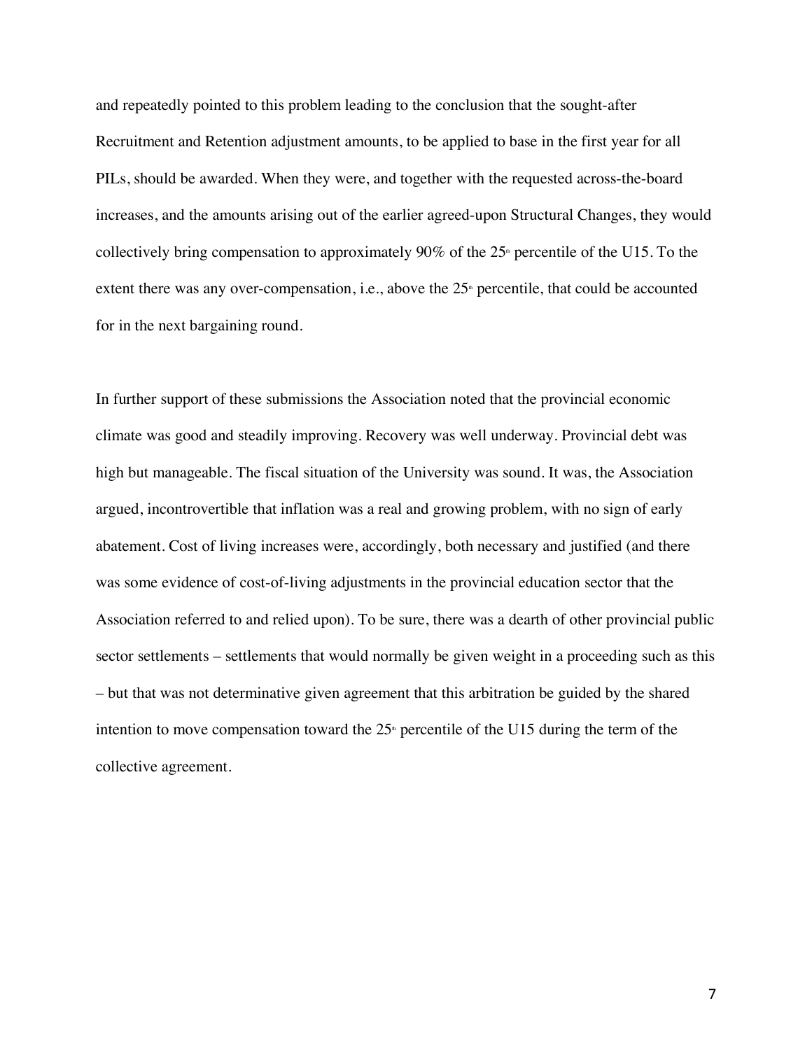and repeatedly pointed to this problem leading to the conclusion that the sought-after Recruitment and Retention adjustment amounts, to be applied to base in the first year for all PILs, should be awarded. When they were, and together with the requested across-the-board increases, and the amounts arising out of the earlier agreed-upon Structural Changes, they would collectively bring compensation to approximately 90% of the 25th percentile of the U15. To the extent there was any over-compensation, i.e., above the 25th percentile, that could be accounted for in the next bargaining round.

In further support of these submissions the Association noted that the provincial economic climate was good and steadily improving. Recovery was well underway. Provincial debt was high but manageable. The fiscal situation of the University was sound. It was, the Association argued, incontrovertible that inflation was a real and growing problem, with no sign of early abatement. Cost of living increases were, accordingly, both necessary and justified (and there was some evidence of cost-of-living adjustments in the provincial education sector that the Association referred to and relied upon). To be sure, there was a dearth of other provincial public sector settlements – settlements that would normally be given weight in a proceeding such as this – but that was not determinative given agreement that this arbitration be guided by the shared intention to move compensation toward the 25th percentile of the U15 during the term of the collective agreement.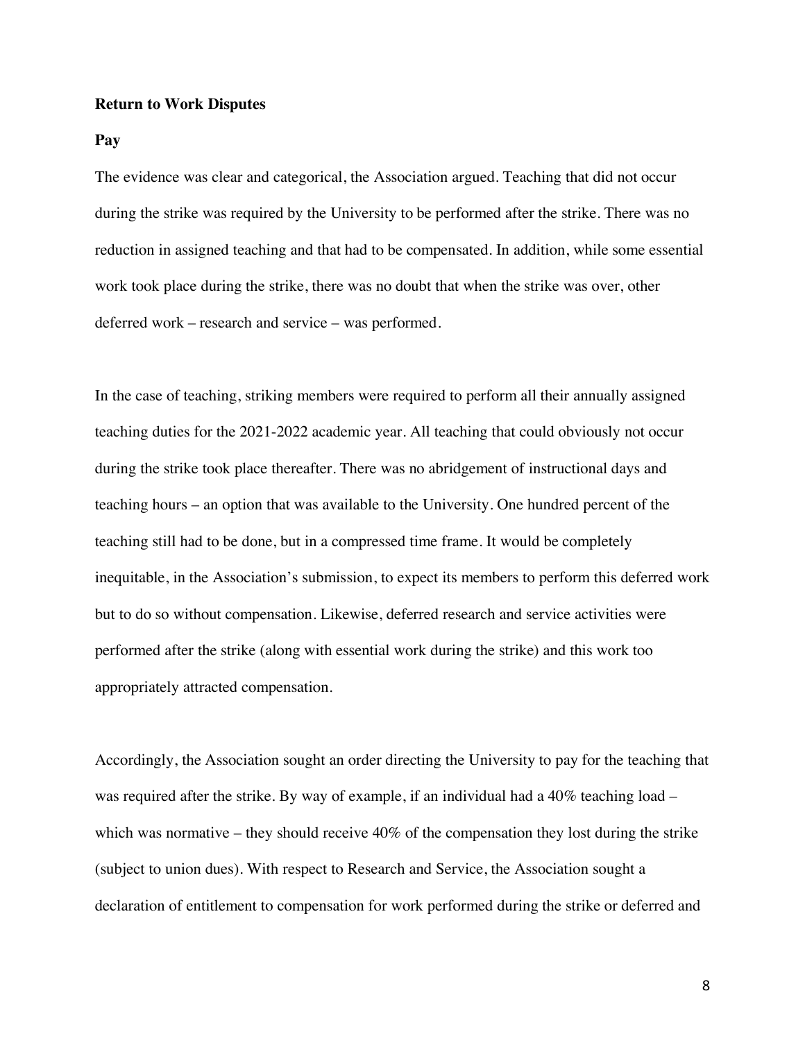**Return to Work Disputes**

**Pay**

The evidence was clear and categorical, the Association argued. Teaching that did not occur during the strike was required by the University to be performed after the strike. There was no reduction in assigned teaching and that had to be compensated. In addition, while some essential work took place during the strike, there was no doubt that when the strike was over, other deferred work – research and service – was performed.

In the case of teaching, striking members were required to perform all their annually assigned teaching duties for the 2021-2022 academic year. All teaching that could obviously not occur during the strike took place thereafter. There was no abridgement of instructional days and teaching hours – an option that was available to the University. One hundred percent of the teaching still had to be done, but in a compressed time frame. It would be completely inequitable, in the Association's submission, to expect its members to perform this deferred work but to do so without compensation. Likewise, deferred research and service activities were performed after the strike (along with essential work during the strike) and this work too appropriately attracted compensation.

Accordingly, the Association sought an order directing the University to pay for the teaching that was required after the strike. By way of example, if an individual had a 40% teaching load – which was normative – they should receive 40% of the compensation they lost during the strike (subject to union dues). With respect to Research and Service, the Association sought a declaration of entitlement to compensation for work performed during the strike or deferred and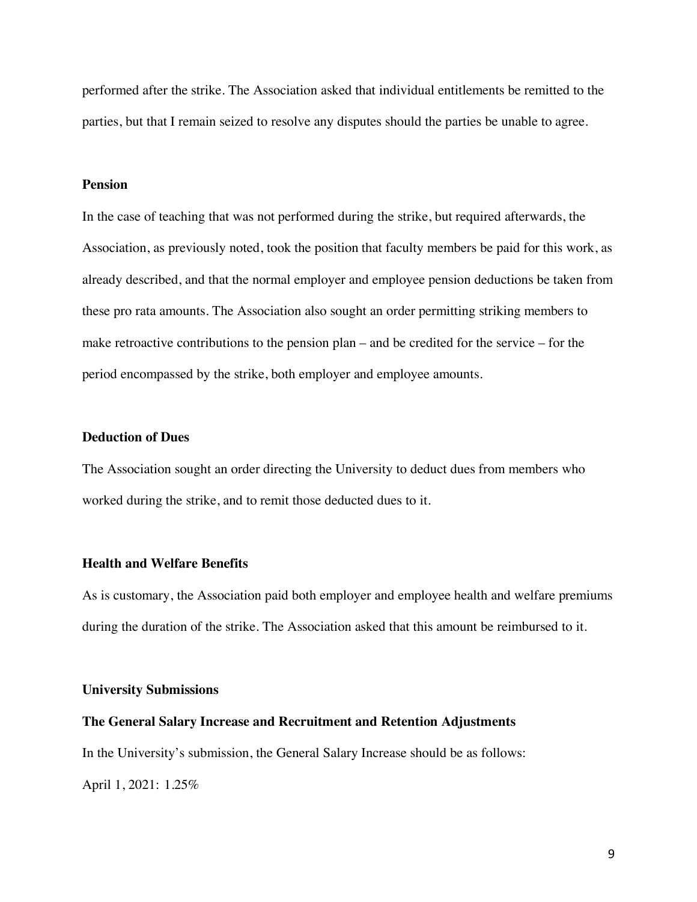performed after the strike. The Association asked that individual entitlements be remitted to the parties, but that I remain seized to resolve any disputes should the parties be unable to agree.

**Pension**

In the case of teaching that was not performed during the strike, but required afterwards, the Association, as previously noted, took the position that faculty members be paid for this work, as already described, and that the normal employer and employee pension deductions be taken from these pro rata amounts. The Association also sought an order permitting striking members to make retroactive contributions to the pension plan – and be credited for the service – for the period encompassed by the strike, both employer and employee amounts.

**Deduction of Dues**

The Association sought an order directing the University to deduct dues from members who worked during the strike, and to remit those deducted dues to it.

**Health and Welfare Benefits**

As is customary, the Association paid both employer and employee health and welfare premiums during the duration of the strike. The Association asked that this amount be reimbursed to it.

**University Submissions**

**The General Salary Increase and Recruitment and Retention Adjustments**

In the University's submission, the General Salary Increase should be as follows:

April 1, 2021: 1.25%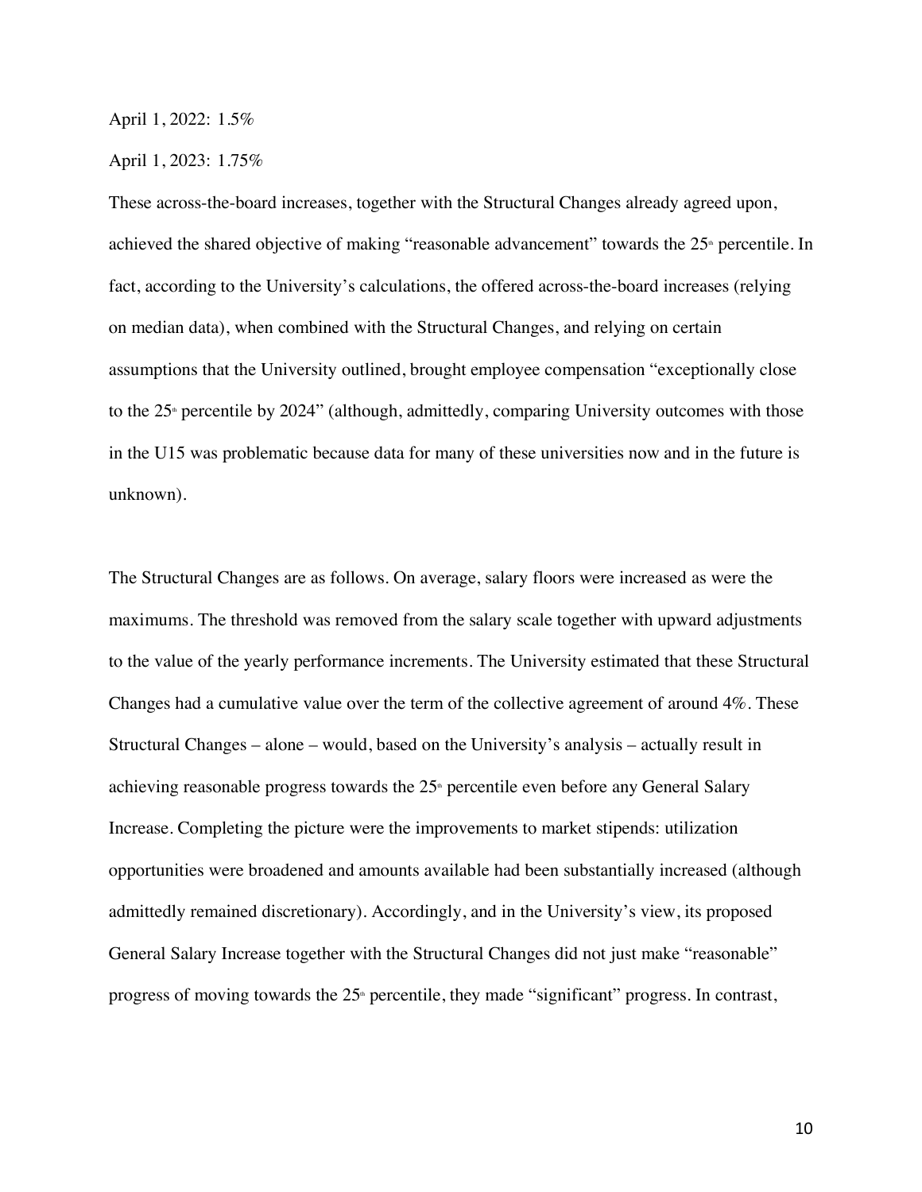April 1, 2022: 1.5%

April 1, 2023: 1.75%

These across-the-board increases, together with the Structural Changes already agreed upon, achieved the shared objective of making "reasonable advancement" towards the 25th percentile. In fact, according to the University's calculations, the offered across-the-board increases (relying on median data), when combined with the Structural Changes, and relying on certain assumptions that the University outlined, brought employee compensation "exceptionally close to the 25th percentile by 2024" (although, admittedly, comparing University outcomes with those in the U15 was problematic because data for many of these universities now and in the future is unknown).

The Structural Changes are as follows. On average, salary floors were increased as were the maximums. The threshold was removed from the salary scale together with upward adjustments to the value of the yearly performance increments. The University estimated that these Structural Changes had a cumulative value over the term of the collective agreement of around 4%. These Structural Changes – alone – would, based on the University's analysis – actually result in achieving reasonable progress towards the 25th percentile even before any General Salary Increase. Completing the picture were the improvements to market stipends: utilization opportunities were broadened and amounts available had been substantially increased (although admittedly remained discretionary). Accordingly, and in the University's view, its proposed General Salary Increase together with the Structural Changes did not just make "reasonable" progress of moving towards the 25th percentile, they made "significant" progress. In contrast,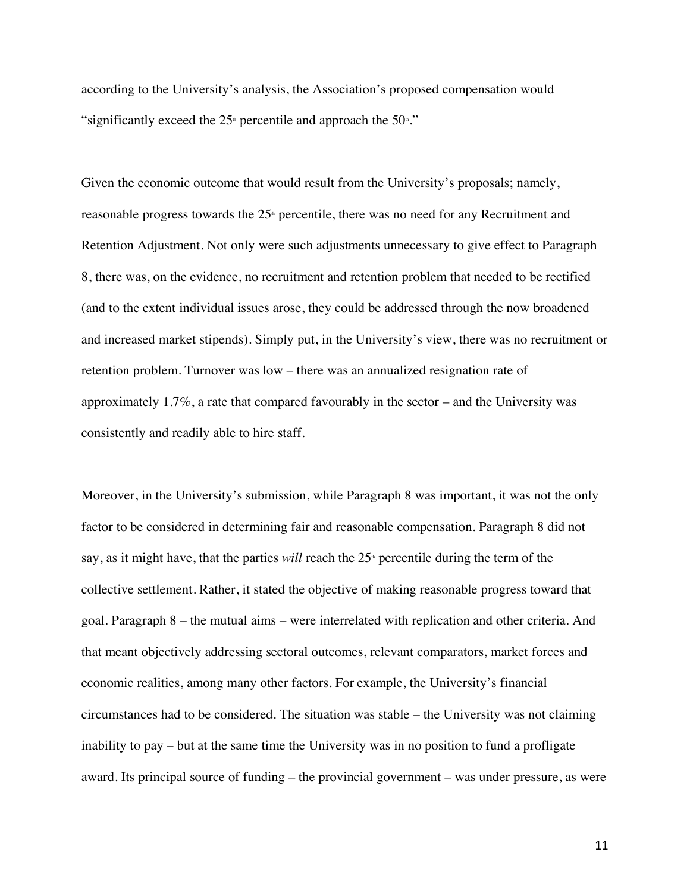according to the University's analysis, the Association's proposed compensation would "significantly exceed the 25th percentile and approach the 50th."

Given the economic outcome that would result from the University's proposals; namely, reasonable progress towards the 25th percentile, there was no need for any Recruitment and Retention Adjustment. Not only were such adjustments unnecessary to give effect to Paragraph 8, there was, on the evidence, no recruitment and retention problem that needed to be rectified (and to the extent individual issues arose, they could be addressed through the now broadened and increased market stipends). Simply put, in the University's view, there was no recruitment or retention problem. Turnover was low – there was an annualized resignation rate of approximately 1.7%, a rate that compared favourably in the sector – and the University was consistently and readily able to hire staff.

Moreover, in the University's submission, while Paragraph 8 was important, it was not the only factor to be considered in determining fair and reasonable compensation. Paragraph 8 did not say, as it might have, that the parties *will* reach the 25th percentile during the term of the collective settlement. Rather, it stated the objective of making reasonable progress toward that goal. Paragraph 8 – the mutual aims – were interrelated with replication and other criteria. And that meant objectively addressing sectoral outcomes, relevant comparators, market forces and economic realities, among many other factors. For example, the University's financial circumstances had to be considered. The situation was stable – the University was not claiming inability to pay – but at the same time the University was in no position to fund a profligate award. Its principal source of funding – the provincial government – was under pressure, as were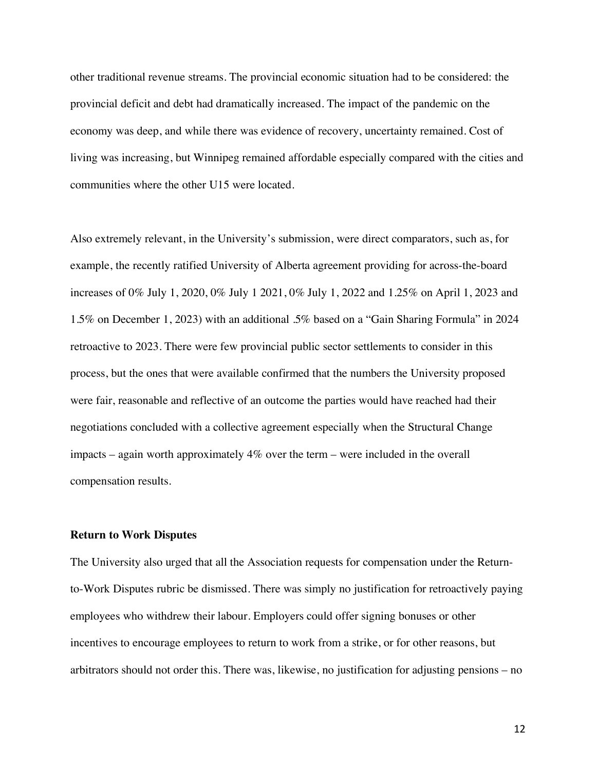other traditional revenue streams. The provincial economic situation had to be considered: the provincial deficit and debt had dramatically increased. The impact of the pandemic on the economy was deep, and while there was evidence of recovery, uncertainty remained. Cost of living was increasing, but Winnipeg remained affordable especially compared with the cities and communities where the other U15 were located.

Also extremely relevant, in the University's submission, were direct comparators, such as, for example, the recently ratified University of Alberta agreement providing for across-the-board increases of 0% July 1, 2020, 0% July 1 2021, 0% July 1, 2022 and 1.25% on April 1, 2023 and 1.5% on December 1, 2023) with an additional .5% based on a "Gain Sharing Formula" in 2024 retroactive to 2023. There were few provincial public sector settlements to consider in this process, but the ones that were available confirmed that the numbers the University proposed were fair, reasonable and reflective of an outcome the parties would have reached had their negotiations concluded with a collective agreement especially when the Structural Change impacts – again worth approximately 4% over the term – were included in the overall compensation results.

**Return to Work Disputes**

The University also urged that all the Association requests for compensation under the Return-to-Work Disputes rubric be dismissed. There was simply no justification for retroactively paying employees who withdrew their labour. Employers could offer signing bonuses or other incentives to encourage employees to return to work from a strike, or for other reasons, but arbitrators should not order this. There was, likewise, no justification for adjusting pensions – no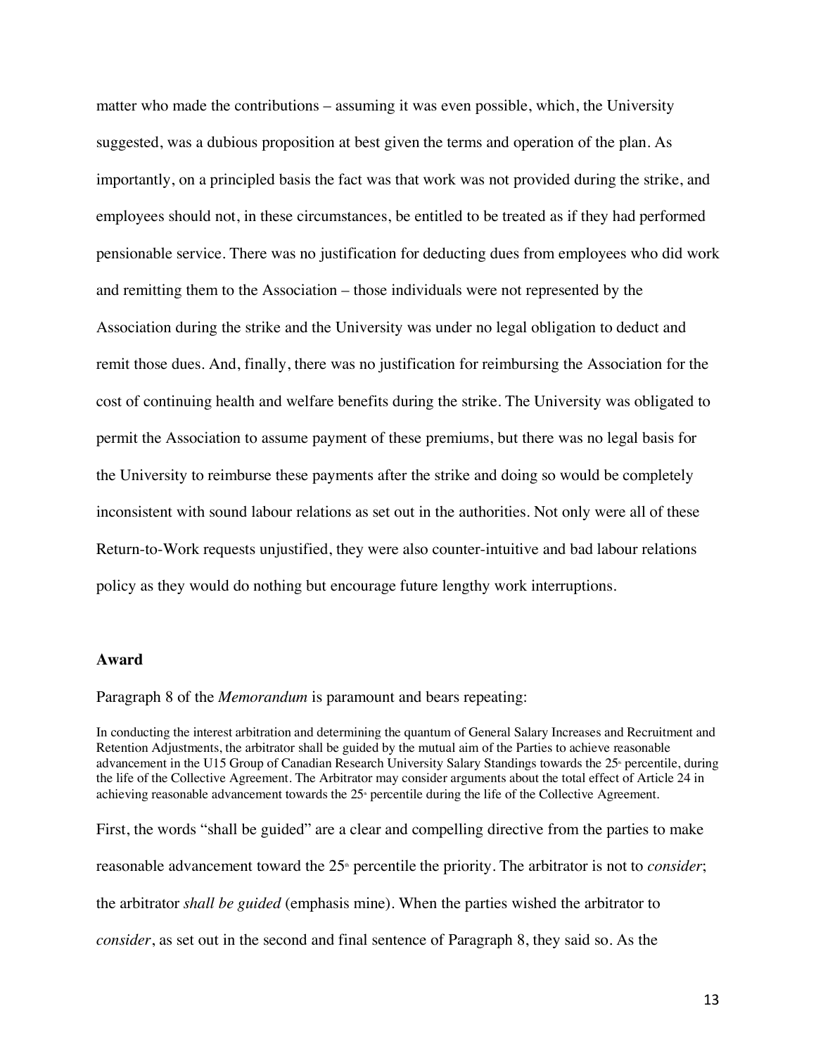matter who made the contributions – assuming it was even possible, which, the University suggested, was a dubious proposition at best given the terms and operation of the plan. As importantly, on a principled basis the fact was that work was not provided during the strike, and employees should not, in these circumstances, be entitled to be treated as if they had performed pensionable service. There was no justification for deducting dues from employees who did work and remitting them to the Association – those individuals were not represented by the Association during the strike and the University was under no legal obligation to deduct and remit those dues. And, finally, there was no justification for reimbursing the Association for the cost of continuing health and welfare benefits during the strike. The University was obligated to permit the Association to assume payment of these premiums, but there was no legal basis for the University to reimburse these payments after the strike and doing so would be completely inconsistent with sound labour relations as set out in the authorities. Not only were all of these Return-to-Work requests unjustified, they were also counter-intuitive and bad labour relations policy as they would do nothing but encourage future lengthy work interruptions.

**Award**

Paragraph 8 of the *Memorandum* is paramount and bears repeating:

> In conducting the interest arbitration and determining the quantum of General Salary Increases and Recruitment and Retention Adjustments, the arbitrator shall be guided by the mutual aim of the Parties to achieve reasonable advancement in the U15 Group of Canadian Research University Salary Standings towards the 25th percentile, during the life of the Collective Agreement. The Arbitrator may consider arguments about the total effect of Article 24 in achieving reasonable advancement towards the 25th percentile during the life of the Collective Agreement.

First, the words "shall be guided" are a clear and compelling directive from the parties to make reasonable advancement toward the 25th percentile the priority. The arbitrator is not to *consider*; the arbitrator *shall be guided* (emphasis mine). When the parties wished the arbitrator to *consider*, as set out in the second and final sentence of Paragraph 8, they said so. As the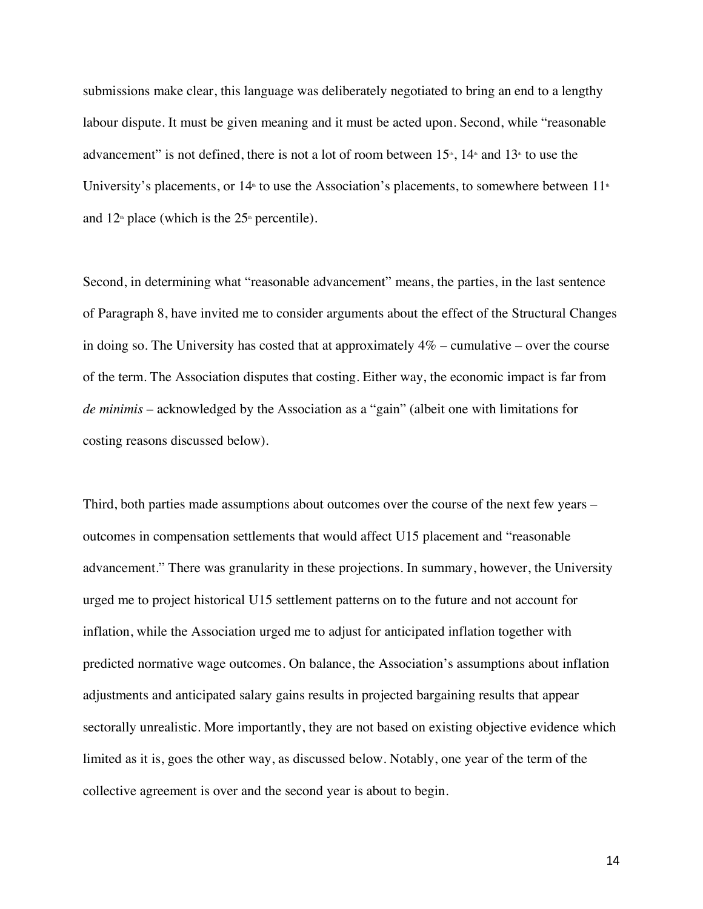submissions make clear, this language was deliberately negotiated to bring an end to a lengthy labour dispute. It must be given meaning and it must be acted upon. Second, while "reasonable advancement" is not defined, there is not a lot of room between 15th, 14th and 13th to use the University's placements, or 14th to use the Association's placements, to somewhere between 11th and 12th place (which is the 25th percentile).

Second, in determining what "reasonable advancement" means, the parties, in the last sentence of Paragraph 8, have invited me to consider arguments about the effect of the Structural Changes in doing so. The University has costed that at approximately 4% – cumulative – over the course of the term. The Association disputes that costing. Either way, the economic impact is far from *de minimis* – acknowledged by the Association as a "gain" (albeit one with limitations for costing reasons discussed below).

Third, both parties made assumptions about outcomes over the course of the next few years – outcomes in compensation settlements that would affect U15 placement and "reasonable advancement." There was granularity in these projections. In summary, however, the University urged me to project historical U15 settlement patterns on to the future and not account for inflation, while the Association urged me to adjust for anticipated inflation together with predicted normative wage outcomes. On balance, the Association's assumptions about inflation adjustments and anticipated salary gains results in projected bargaining results that appear sectorally unrealistic. More importantly, they are not based on existing objective evidence which limited as it is, goes the other way, as discussed below. Notably, one year of the term of the collective agreement is over and the second year is about to begin.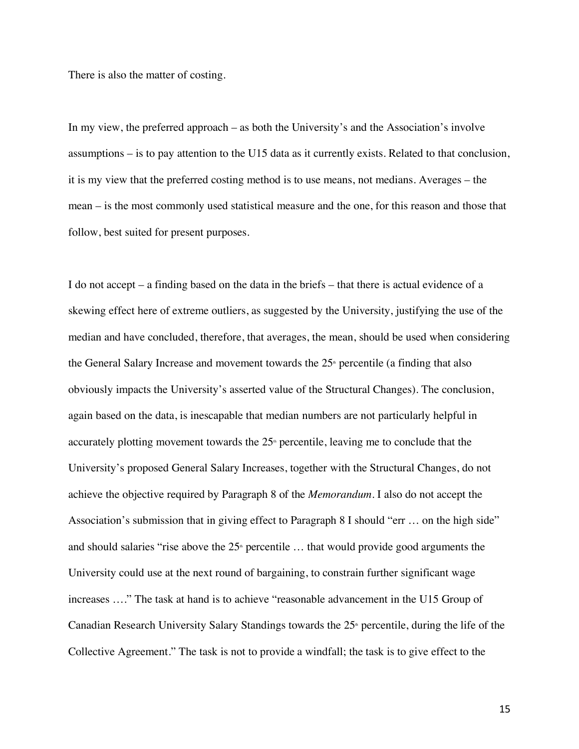There is also the matter of costing.

In my view, the preferred approach – as both the University's and the Association's involve assumptions – is to pay attention to the U15 data as it currently exists. Related to that conclusion, it is my view that the preferred costing method is to use means, not medians. Averages – the mean – is the most commonly used statistical measure and the one, for this reason and those that follow, best suited for present purposes.

I do not accept – a finding based on the data in the briefs – that there is actual evidence of a skewing effect here of extreme outliers, as suggested by the University, justifying the use of the median and have concluded, therefore, that averages, the mean, should be used when considering the General Salary Increase and movement towards the 25th percentile (a finding that also obviously impacts the University's asserted value of the Structural Changes). The conclusion, again based on the data, is inescapable that median numbers are not particularly helpful in accurately plotting movement towards the 25th percentile, leaving me to conclude that the University's proposed General Salary Increases, together with the Structural Changes, do not achieve the objective required by Paragraph 8 of the *Memorandum*. I also do not accept the Association's submission that in giving effect to Paragraph 8 I should "err … on the high side" and should salaries "rise above the 25th percentile … that would provide good arguments the University could use at the next round of bargaining, to constrain further significant wage increases …." The task at hand is to achieve "reasonable advancement in the U15 Group of Canadian Research University Salary Standings towards the 25th percentile, during the life of the Collective Agreement." The task is not to provide a windfall; the task is to give effect to the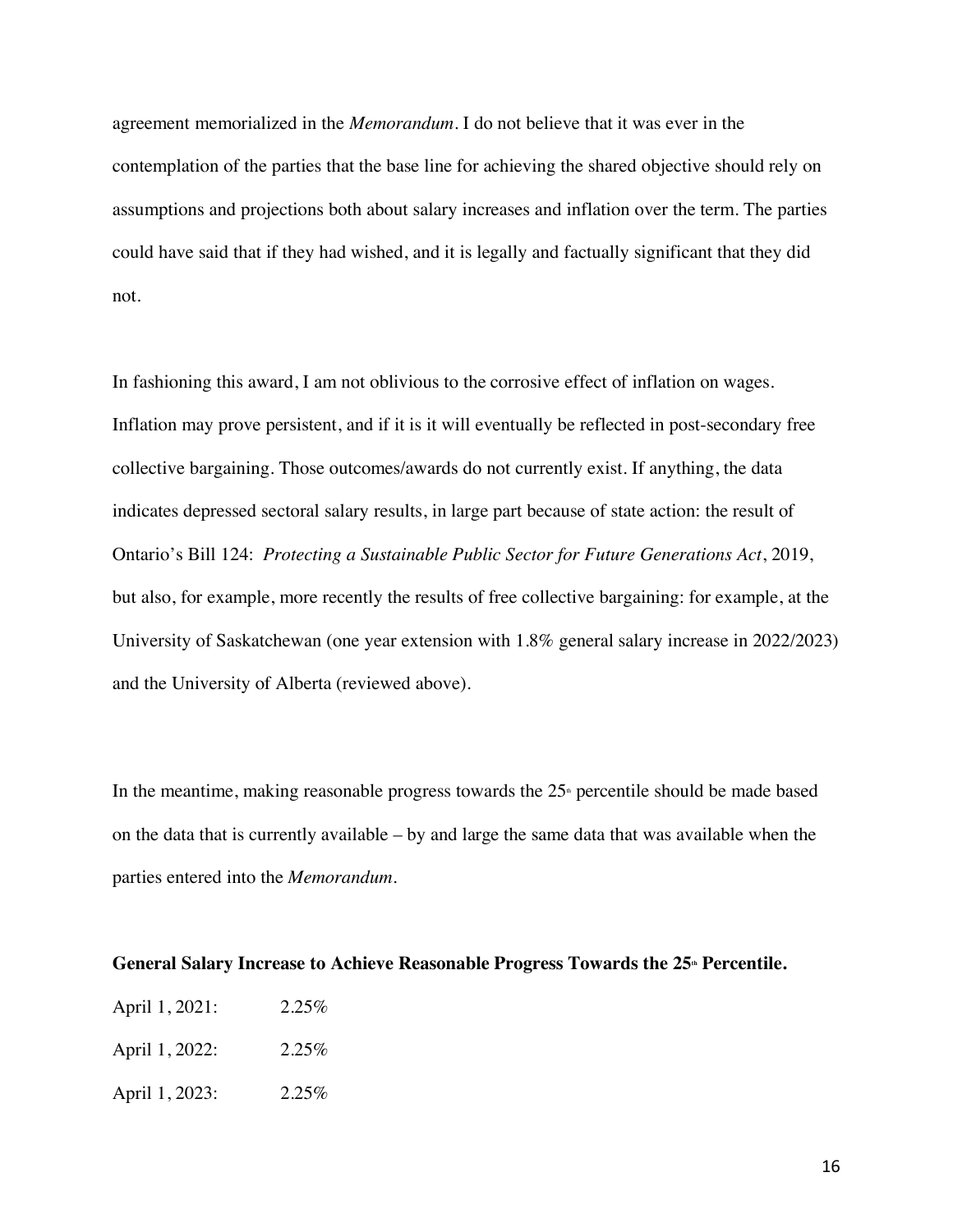agreement memorialized in the *Memorandum*. I do not believe that it was ever in the contemplation of the parties that the base line for achieving the shared objective should rely on assumptions and projections both about salary increases and inflation over the term. The parties could have said that if they had wished, and it is legally and factually significant that they did not.

In fashioning this award, I am not oblivious to the corrosive effect of inflation on wages. Inflation may prove persistent, and if it is it will eventually be reflected in post-secondary free collective bargaining. Those outcomes/awards do not currently exist. If anything, the data indicates depressed sectoral salary results, in large part because of state action: the result of Ontario's Bill 124: *Protecting a Sustainable Public Sector for Future Generations Act*, 2019, but also, for example, more recently the results of free collective bargaining: for example, at the University of Saskatchewan (one year extension with 1.8% general salary increase in 2022/2023) and the University of Alberta (reviewed above).

In the meantime, making reasonable progress towards the 25th percentile should be made based on the data that is currently available – by and large the same data that was available when the parties entered into the *Memorandum*.

**General Salary Increase to Achieve Reasonable Progress Towards the 25th Percentile.**

April 1, 2021: 2.25%

April 1, 2022: 2.25%

April 1, 2023: 2.25%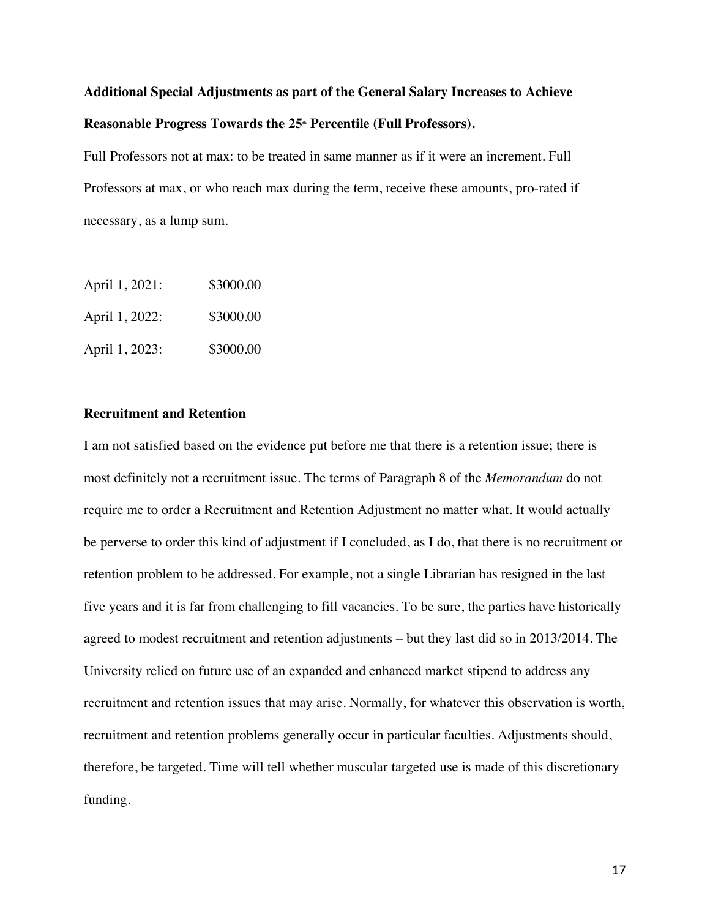**Additional Special Adjustments as part of the General Salary Increases to Achieve Reasonable Progress Towards the 25th Percentile (Full Professors).**

Full Professors not at max: to be treated in same manner as if it were an increment. Full Professors at max, or who reach max during the term, receive these amounts, pro-rated if necessary, as a lump sum.

April 1, 2021: $3000.00

April 1, 2022: $3000.00

April 1, 2023: $3000.00

**Recruitment and Retention**

I am not satisfied based on the evidence put before me that there is a retention issue; there is most definitely not a recruitment issue. The terms of Paragraph 8 of the *Memorandum* do not require me to order a Recruitment and Retention Adjustment no matter what. It would actually be perverse to order this kind of adjustment if I concluded, as I do, that there is no recruitment or retention problem to be addressed. For example, not a single Librarian has resigned in the last five years and it is far from challenging to fill vacancies. To be sure, the parties have historically agreed to modest recruitment and retention adjustments – but they last did so in 2013/2014. The University relied on future use of an expanded and enhanced market stipend to address any recruitment and retention issues that may arise. Normally, for whatever this observation is worth, recruitment and retention problems generally occur in particular faculties. Adjustments should, therefore, be targeted. Time will tell whether muscular targeted use is made of this discretionary funding.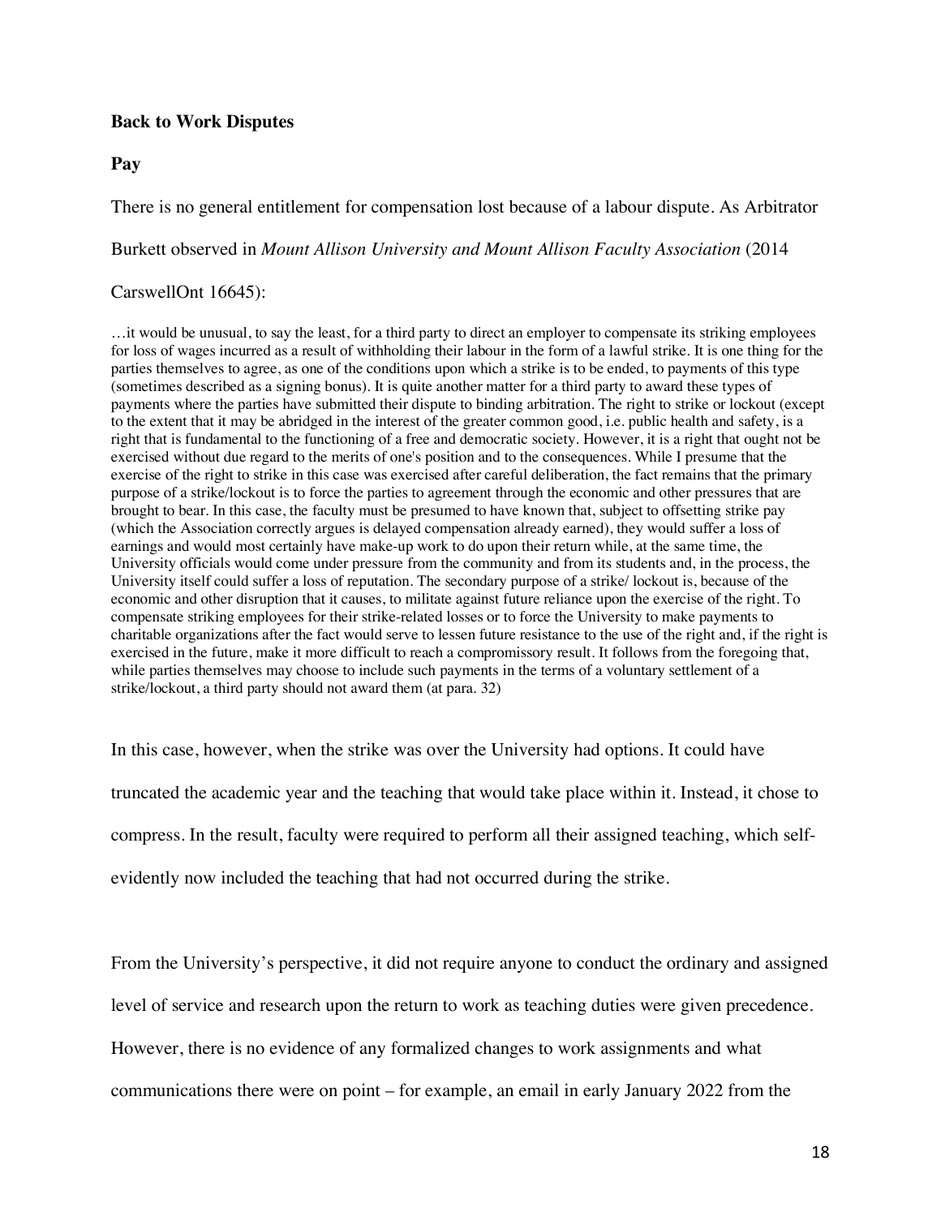**Back to Work Disputes**

**Pay**

There is no general entitlement for compensation lost because of a labour dispute. As Arbitrator Burkett observed in *Mount Allison University and Mount Allison Faculty Association* (2014 CarswellOnt 16645):

> …it would be unusual, to say the least, for a third party to direct an employer to compensate its striking employees for loss of wages incurred as a result of withholding their labour in the form of a lawful strike. It is one thing for the parties themselves to agree, as one of the conditions upon which a strike is to be ended, to payments of this type (sometimes described as a signing bonus). It is quite another matter for a third party to award these types of payments where the parties have submitted their dispute to binding arbitration. The right to strike or lockout (except to the extent that it may be abridged in the interest of the greater common good, i.e. public health and safety, is a right that is fundamental to the functioning of a free and democratic society. However, it is a right that ought not be exercised without due regard to the merits of one's position and to the consequences. While I presume that the exercise of the right to strike in this case was exercised after careful deliberation, the fact remains that the primary purpose of a strike/lockout is to force the parties to agreement through the economic and other pressures that are brought to bear. In this case, the faculty must be presumed to have known that, subject to offsetting strike pay (which the Association correctly argues is delayed compensation already earned), they would suffer a loss of earnings and would most certainly have make-up work to do upon their return while, at the same time, the University officials would come under pressure from the community and from its students and, in the process, the University itself could suffer a loss of reputation. The secondary purpose of a strike/ lockout is, because of the economic and other disruption that it causes, to militate against future reliance upon the exercise of the right. To compensate striking employees for their strike-related losses or to force the University to make payments to charitable organizations after the fact would serve to lessen future resistance to the use of the right and, if the right is exercised in the future, make it more difficult to reach a compromissory result. It follows from the foregoing that, while parties themselves may choose to include such payments in the terms of a voluntary settlement of a strike/lockout, a third party should not award them (at para. 32)

In this case, however, when the strike was over the University had options. It could have truncated the academic year and the teaching that would take place within it. Instead, it chose to compress. In the result, faculty were required to perform all their assigned teaching, which self-evidently now included the teaching that had not occurred during the strike.

From the University's perspective, it did not require anyone to conduct the ordinary and assigned level of service and research upon the return to work as teaching duties were given precedence. However, there is no evidence of any formalized changes to work assignments and what communications there were on point – for example, an email in early January 2022 from the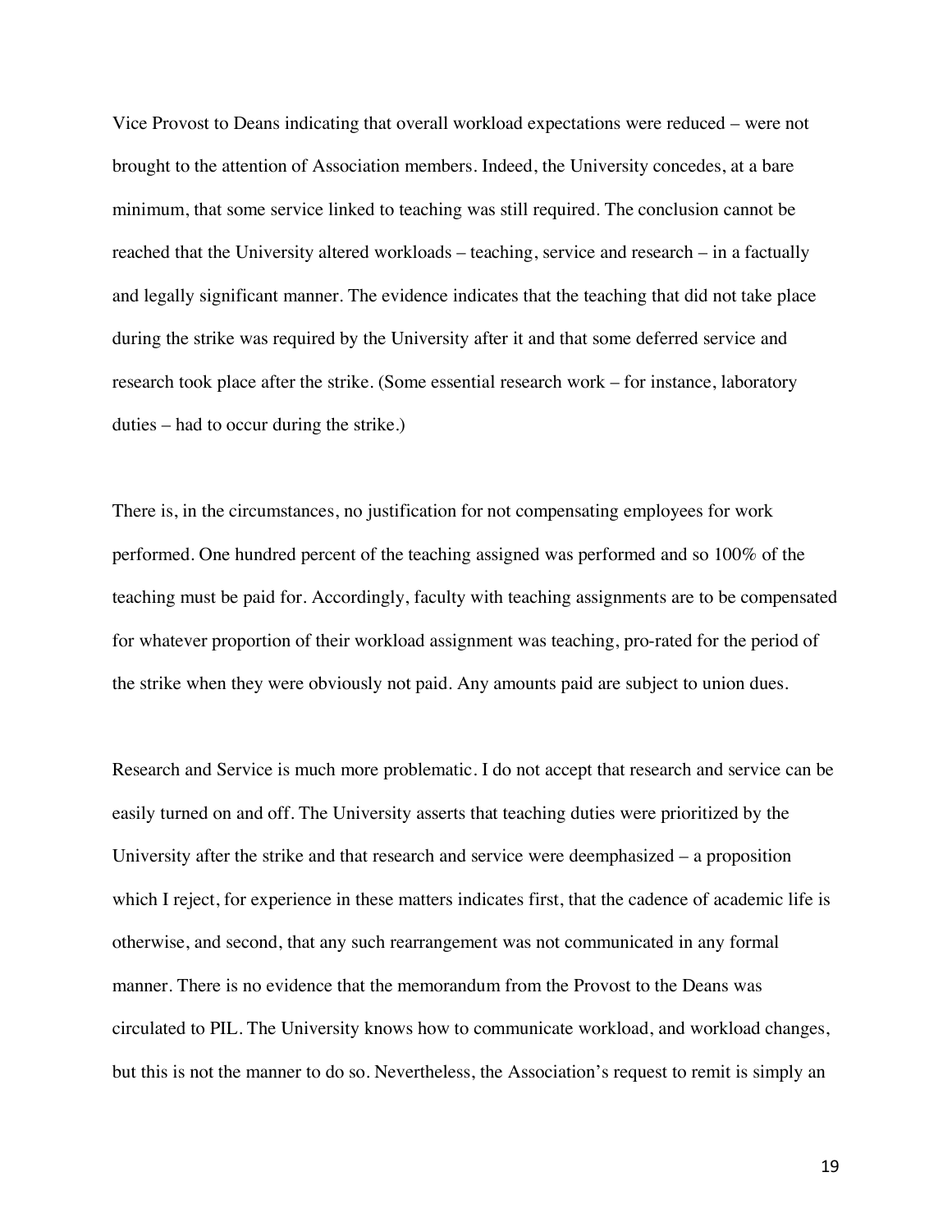Vice Provost to Deans indicating that overall workload expectations were reduced – were not brought to the attention of Association members. Indeed, the University concedes, at a bare minimum, that some service linked to teaching was still required. The conclusion cannot be reached that the University altered workloads – teaching, service and research – in a factually and legally significant manner. The evidence indicates that the teaching that did not take place during the strike was required by the University after it and that some deferred service and research took place after the strike. (Some essential research work – for instance, laboratory duties – had to occur during the strike.)

There is, in the circumstances, no justification for not compensating employees for work performed. One hundred percent of the teaching assigned was performed and so 100% of the teaching must be paid for. Accordingly, faculty with teaching assignments are to be compensated for whatever proportion of their workload assignment was teaching, pro-rated for the period of the strike when they were obviously not paid. Any amounts paid are subject to union dues.

Research and Service is much more problematic. I do not accept that research and service can be easily turned on and off. The University asserts that teaching duties were prioritized by the University after the strike and that research and service were deemphasized – a proposition which I reject, for experience in these matters indicates first, that the cadence of academic life is otherwise, and second, that any such rearrangement was not communicated in any formal manner. There is no evidence that the memorandum from the Provost to the Deans was circulated to PIL. The University knows how to communicate workload, and workload changes, but this is not the manner to do so. Nevertheless, the Association's request to remit is simply an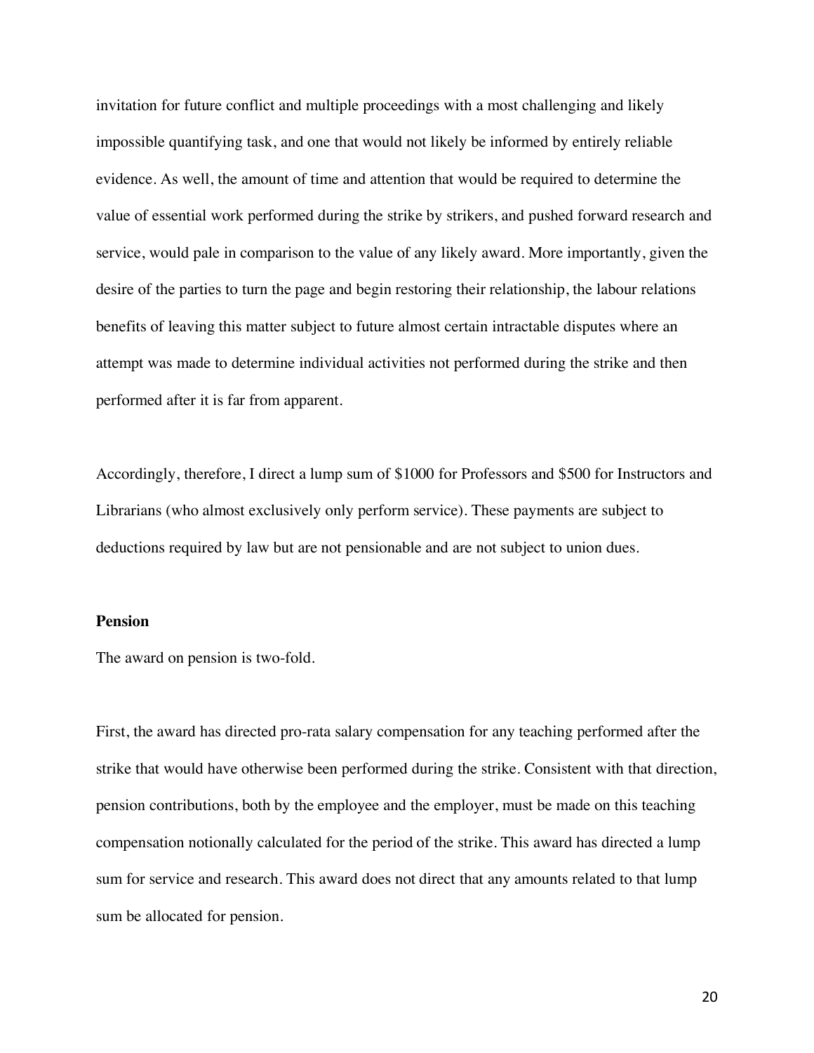invitation for future conflict and multiple proceedings with a most challenging and likely impossible quantifying task, and one that would not likely be informed by entirely reliable evidence. As well, the amount of time and attention that would be required to determine the value of essential work performed during the strike by strikers, and pushed forward research and service, would pale in comparison to the value of any likely award. More importantly, given the desire of the parties to turn the page and begin restoring their relationship, the labour relations benefits of leaving this matter subject to future almost certain intractable disputes where an attempt was made to determine individual activities not performed during the strike and then performed after it is far from apparent.

Accordingly, therefore, I direct a lump sum of $1000 for Professors and $500 for Instructors and Librarians (who almost exclusively only perform service). These payments are subject to deductions required by law but are not pensionable and are not subject to union dues.

**Pension**

The award on pension is two-fold.

First, the award has directed pro-rata salary compensation for any teaching performed after the strike that would have otherwise been performed during the strike. Consistent with that direction, pension contributions, both by the employee and the employer, must be made on this teaching compensation notionally calculated for the period of the strike. This award has directed a lump sum for service and research. This award does not direct that any amounts related to that lump sum be allocated for pension.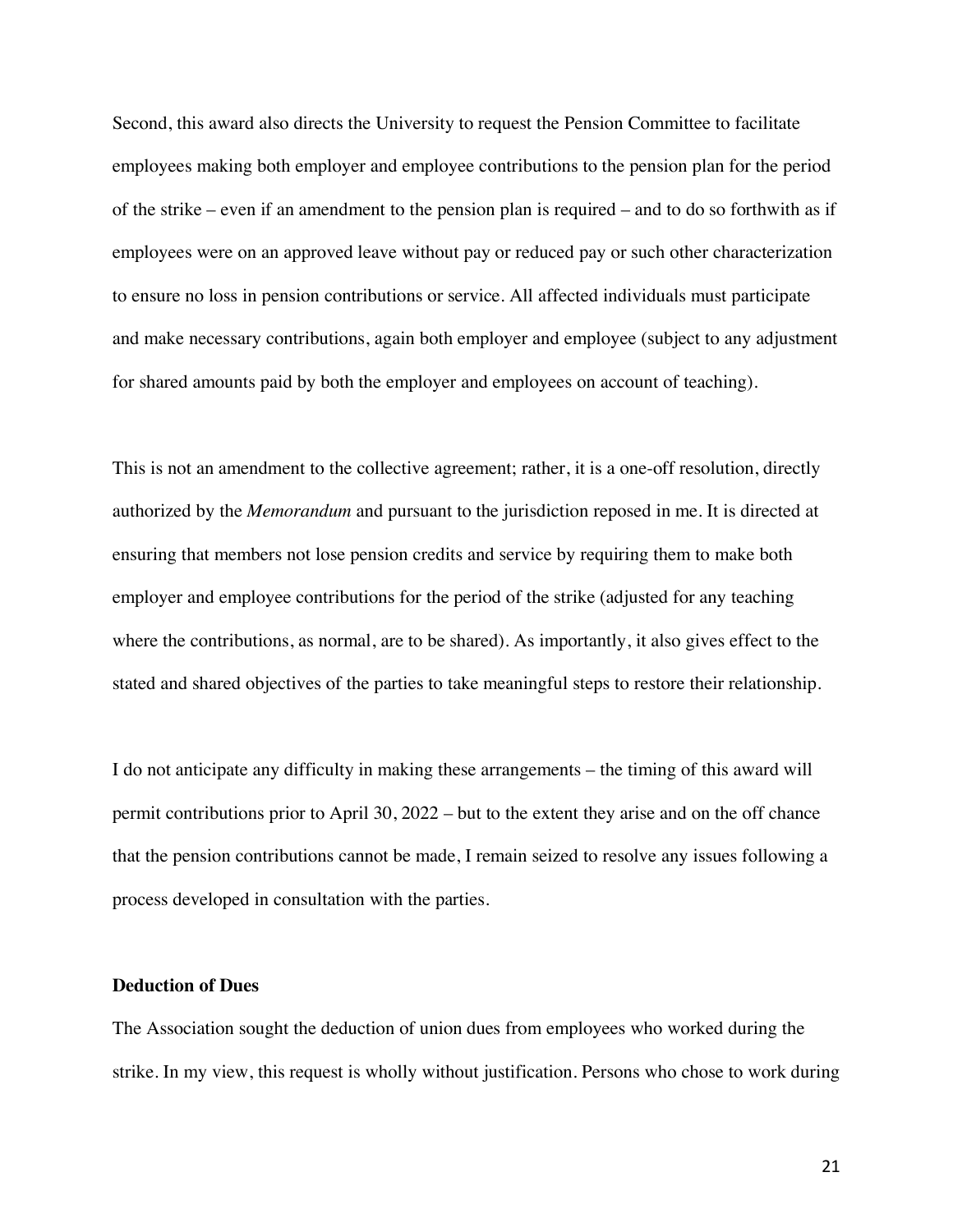Second, this award also directs the University to request the Pension Committee to facilitate employees making both employer and employee contributions to the pension plan for the period of the strike – even if an amendment to the pension plan is required – and to do so forthwith as if employees were on an approved leave without pay or reduced pay or such other characterization to ensure no loss in pension contributions or service. All affected individuals must participate and make necessary contributions, again both employer and employee (subject to any adjustment for shared amounts paid by both the employer and employees on account of teaching).

This is not an amendment to the collective agreement; rather, it is a one-off resolution, directly authorized by the *Memorandum* and pursuant to the jurisdiction reposed in me. It is directed at ensuring that members not lose pension credits and service by requiring them to make both employer and employee contributions for the period of the strike (adjusted for any teaching where the contributions, as normal, are to be shared). As importantly, it also gives effect to the stated and shared objectives of the parties to take meaningful steps to restore their relationship.

I do not anticipate any difficulty in making these arrangements – the timing of this award will permit contributions prior to April 30, 2022 – but to the extent they arise and on the off chance that the pension contributions cannot be made, I remain seized to resolve any issues following a process developed in consultation with the parties.

**Deduction of Dues**

The Association sought the deduction of union dues from employees who worked during the strike. In my view, this request is wholly without justification. Persons who chose to work during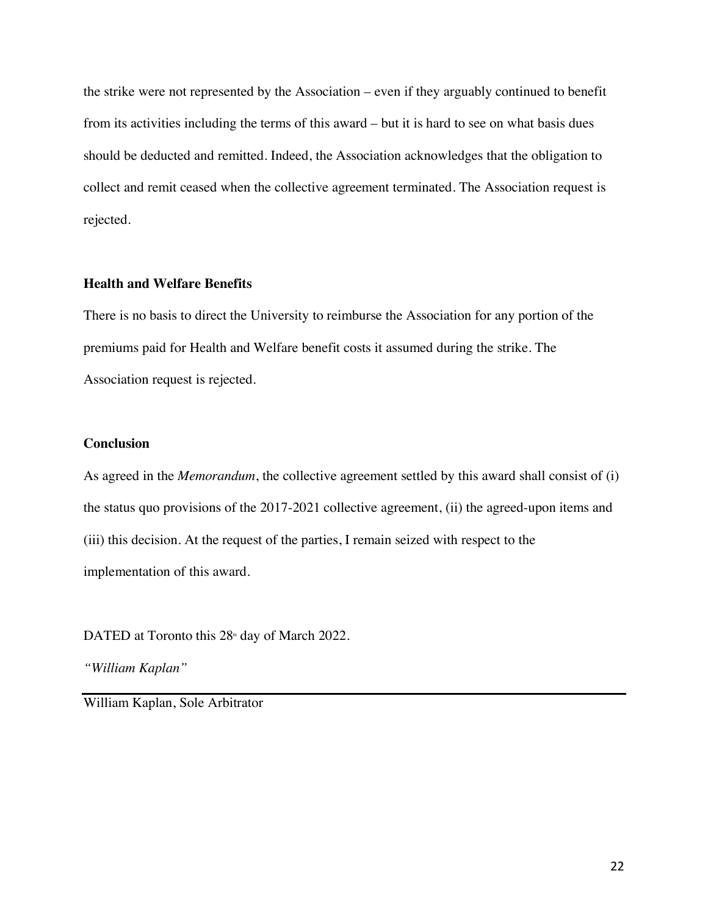the strike were not represented by the Association – even if they arguably continued to benefit from its activities including the terms of this award – but it is hard to see on what basis dues should be deducted and remitted. Indeed, the Association acknowledges that the obligation to collect and remit ceased when the collective agreement terminated. The Association request is rejected.

**Health and Welfare Benefits**

There is no basis to direct the University to reimburse the Association for any portion of the premiums paid for Health and Welfare benefit costs it assumed during the strike. The Association request is rejected.

**Conclusion**

As agreed in the *Memorandum*, the collective agreement settled by this award shall consist of (i) the status quo provisions of the 2017-2021 collective agreement, (ii) the agreed-upon items and (iii) this decision. At the request of the parties, I remain seized with respect to the implementation of this award.

DATED at Toronto this 28th day of March 2022.

*"William Kaplan"*

William Kaplan, Sole Arbitrator